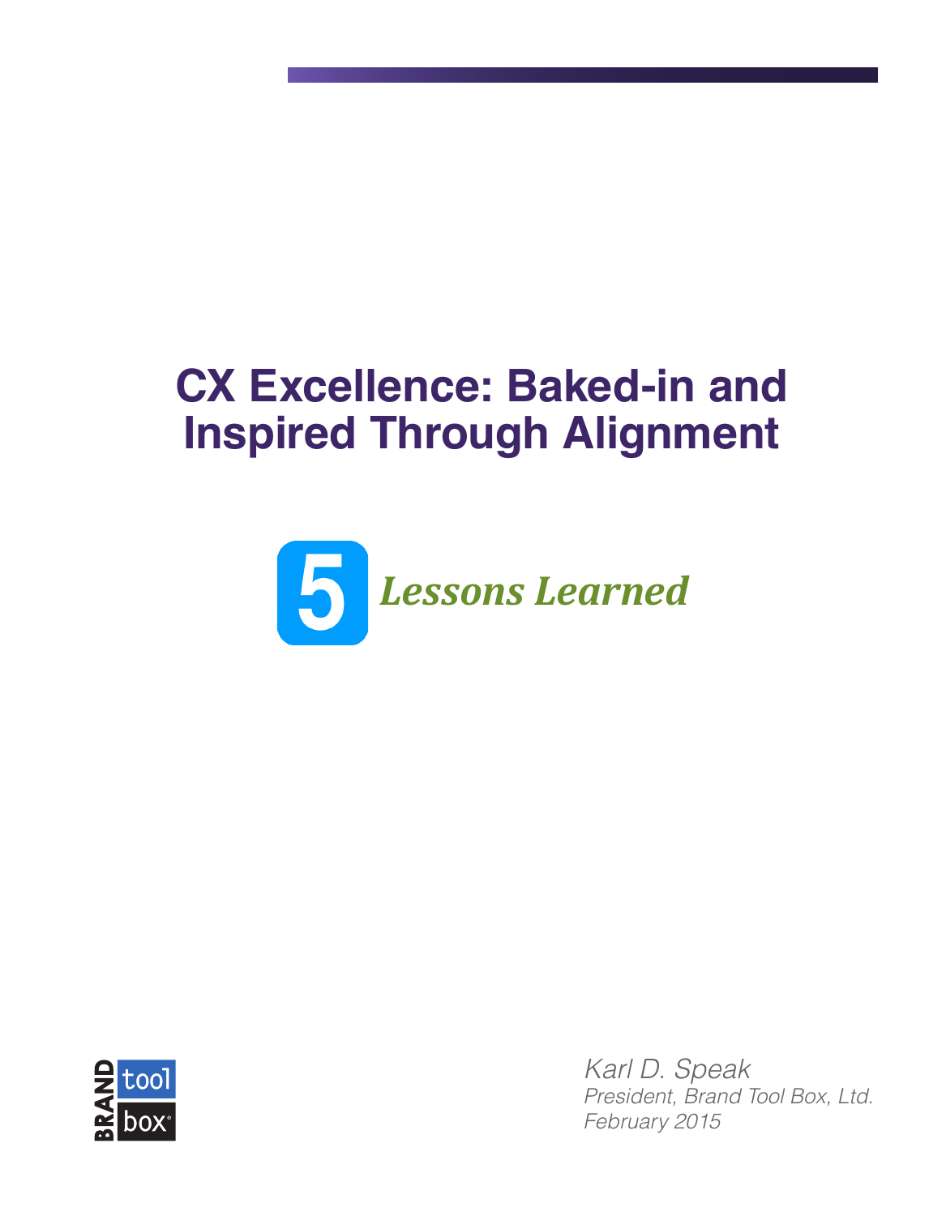# CX Excellence: Baked-in and Inspired Through Alignment

## 5 *Lessons Learned*

BRAND tool box

*Karl D. Speak*
*President, Brand Tool Box, Ltd.*
*February 2015*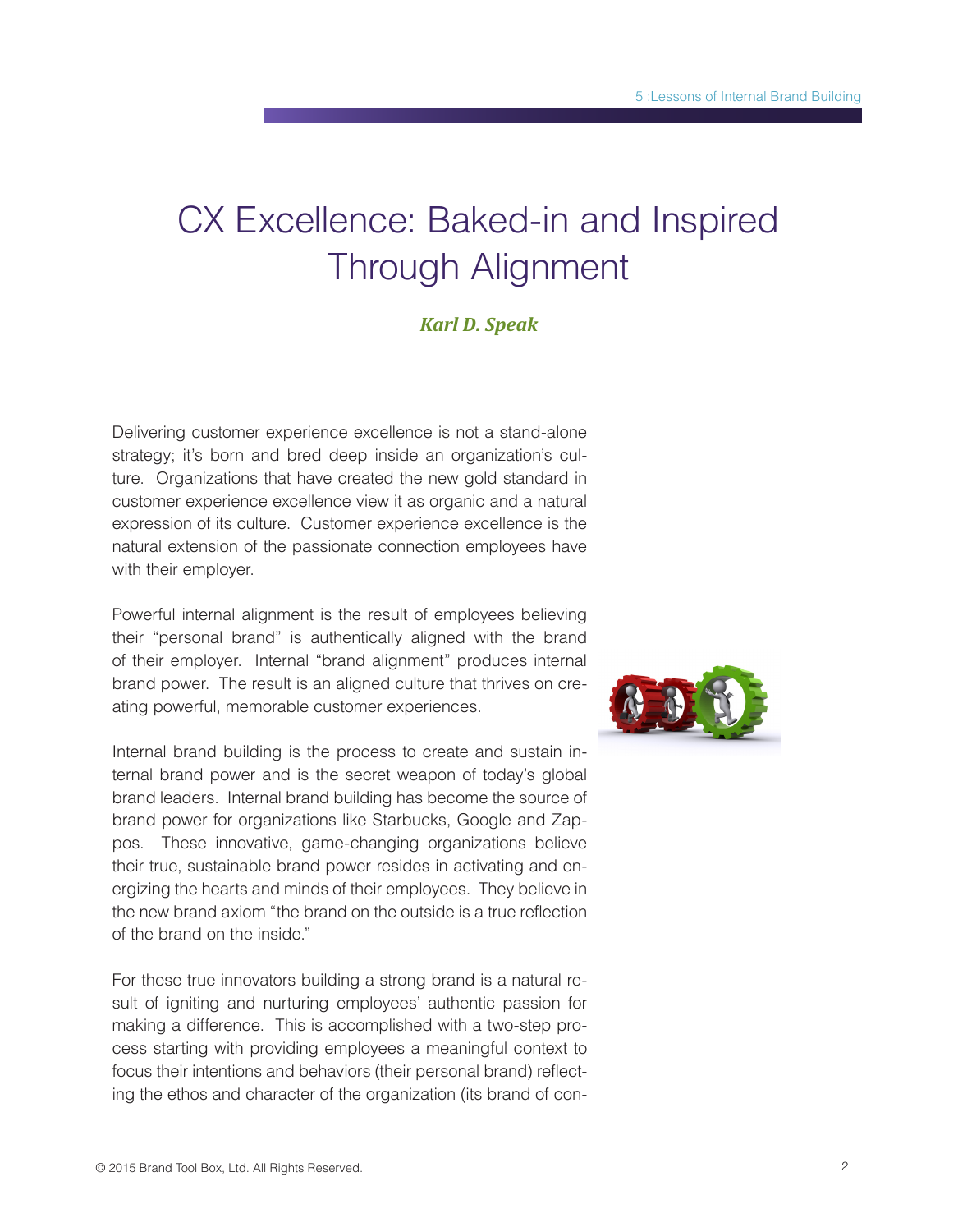# CX Excellence: Baked-in and Inspired Through Alignment

***Karl D. Speak***

Delivering customer experience excellence is not a stand-alone strategy; it's born and bred deep inside an organization's culture. Organizations that have created the new gold standard in customer experience excellence view it as organic and a natural expression of its culture. Customer experience excellence is the natural extension of the passionate connection employees have with their employer.

Powerful internal alignment is the result of employees believing their "personal brand" is authentically aligned with the brand of their employer. Internal "brand alignment" produces internal brand power. The result is an aligned culture that thrives on creating powerful, memorable customer experiences.

Internal brand building is the process to create and sustain internal brand power and is the secret weapon of today's global brand leaders. Internal brand building has become the source of brand power for organizations like Starbucks, Google and Zappos. These innovative, game-changing organizations believe their true, sustainable brand power resides in activating and energizing the hearts and minds of their employees. They believe in the new brand axiom "the brand on the outside is a true reflection of the brand on the inside."

For these true innovators building a strong brand is a natural result of igniting and nurturing employees' authentic passion for making a difference. This is accomplished with a two-step process starting with providing employees a meaningful context to focus their intentions and behaviors (their personal brand) reflecting the ethos and character of the organization (its brand of con-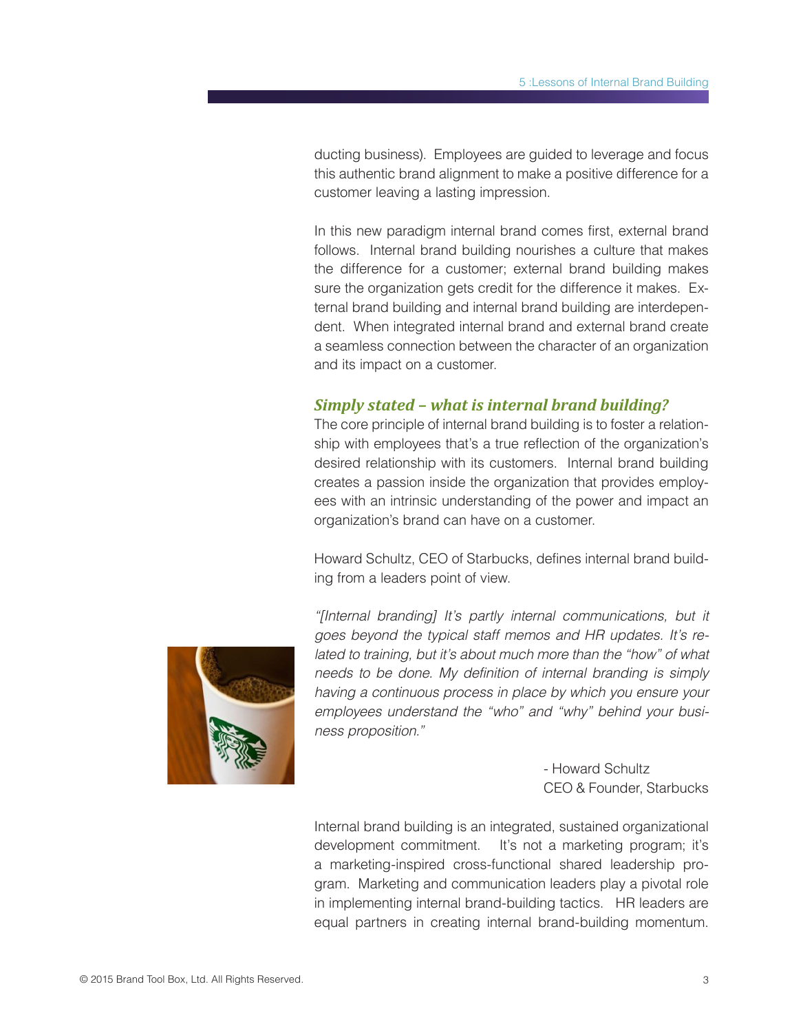ducting business). Employees are guided to leverage and focus this authentic brand alignment to make a positive difference for a customer leaving a lasting impression.

In this new paradigm internal brand comes first, external brand follows. Internal brand building nourishes a culture that makes the difference for a customer; external brand building makes sure the organization gets credit for the difference it makes. External brand building and internal brand building are interdependent. When integrated internal brand and external brand create a seamless connection between the character of an organization and its impact on a customer.

### *Simply stated – what is internal brand building?*

The core principle of internal brand building is to foster a relationship with employees that's a true reflection of the organization's desired relationship with its customers. Internal brand building creates a passion inside the organization that provides employees with an intrinsic understanding of the power and impact an organization's brand can have on a customer.

Howard Schultz, CEO of Starbucks, defines internal brand building from a leaders point of view.

*"[Internal branding] It's partly internal communications, but it goes beyond the typical staff memos and HR updates. It's related to training, but it's about much more than the "how" of what needs to be done. My definition of internal branding is simply having a continuous process in place by which you ensure your employees understand the "who" and "why" behind your business proposition."*

- Howard Schultz
CEO & Founder, Starbucks

Internal brand building is an integrated, sustained organizational development commitment. It's not a marketing program; it's a marketing-inspired cross-functional shared leadership program. Marketing and communication leaders play a pivotal role in implementing internal brand-building tactics. HR leaders are equal partners in creating internal brand-building momentum.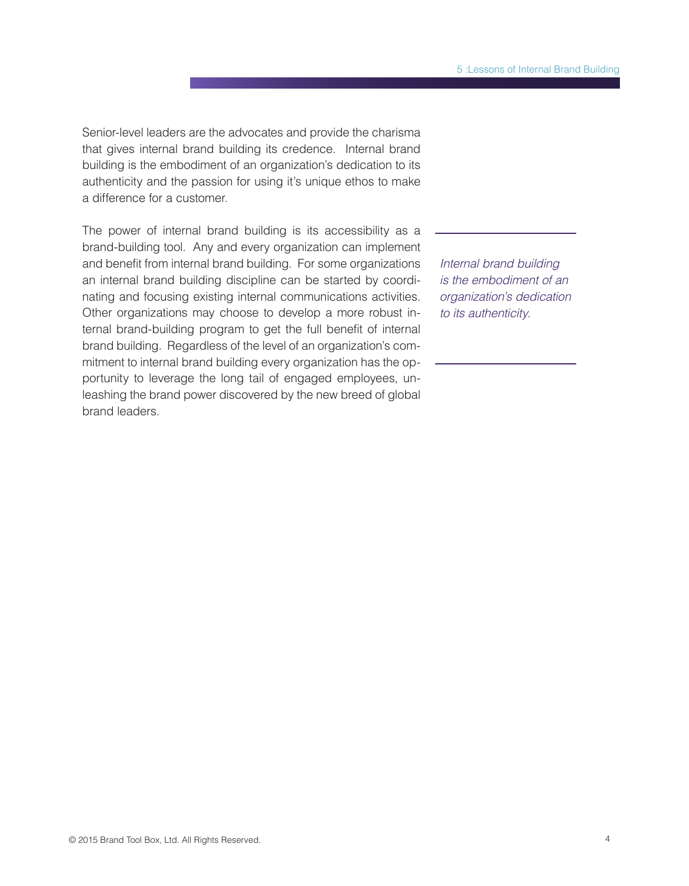Senior-level leaders are the advocates and provide the charisma that gives internal brand building its credence. Internal brand building is the embodiment of an organization's dedication to its authenticity and the passion for using it's unique ethos to make a difference for a customer.

The power of internal brand building is its accessibility as a brand-building tool. Any and every organization can implement and benefit from internal brand building. For some organizations an internal brand building discipline can be started by coordinating and focusing existing internal communications activities. Other organizations may choose to develop a more robust internal brand-building program to get the full benefit of internal brand building. Regardless of the level of an organization's commitment to internal brand building every organization has the opportunity to leverage the long tail of engaged employees, unleashing the brand power discovered by the new breed of global brand leaders.

---

*Internal brand building is the embodiment of an organization's dedication to its authenticity.*

---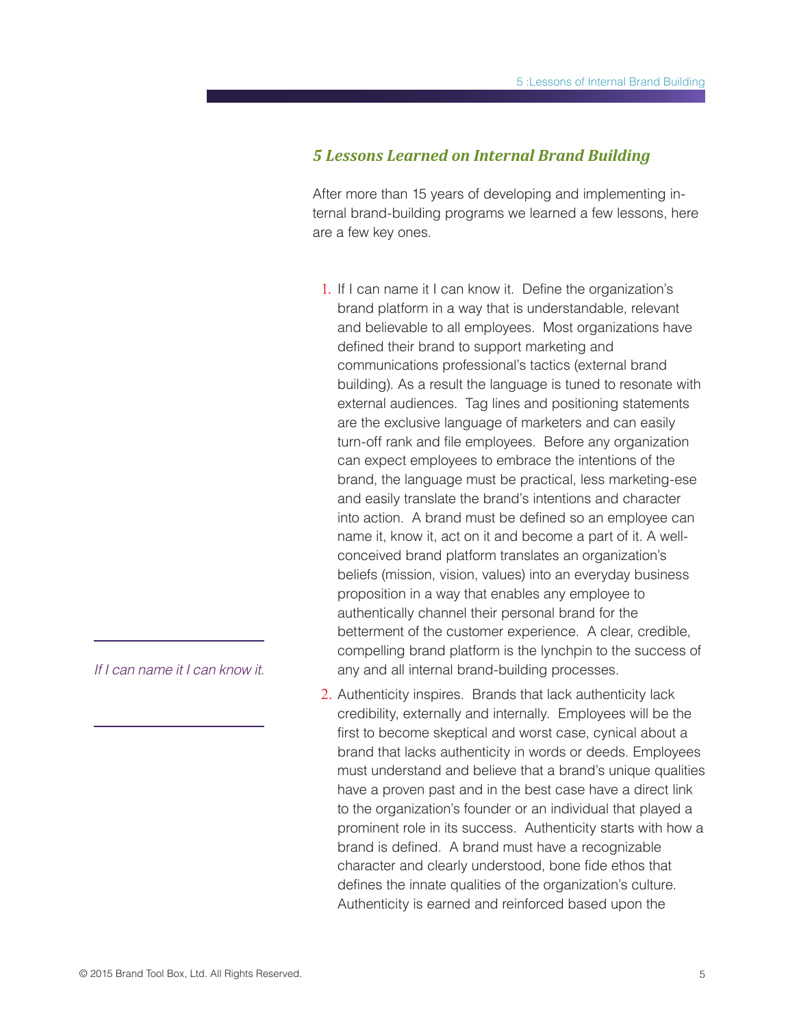### *5 Lessons Learned on Internal Brand Building*

After more than 15 years of developing and implementing internal brand-building programs we learned a few lessons, here are a few key ones.

1. If I can name it I can know it. Define the organization's brand platform in a way that is understandable, relevant and believable to all employees. Most organizations have defined their brand to support marketing and communications professional's tactics (external brand building). As a result the language is tuned to resonate with external audiences. Tag lines and positioning statements are the exclusive language of marketers and can easily turn-off rank and file employees. Before any organization can expect employees to embrace the intentions of the brand, the language must be practical, less marketing-ese and easily translate the brand's intentions and character into action. A brand must be defined so an employee can name it, know it, act on it and become a part of it. A well-conceived brand platform translates an organization's beliefs (mission, vision, values) into an everyday business proposition in a way that enables any employee to authentically channel their personal brand for the betterment of the customer experience. A clear, credible, compelling brand platform is the lynchpin to the success of any and all internal brand-building processes.

*If I can name it I can know it.*

2. Authenticity inspires. Brands that lack authenticity lack credibility, externally and internally. Employees will be the first to become skeptical and worst case, cynical about a brand that lacks authenticity in words or deeds. Employees must understand and believe that a brand's unique qualities have a proven past and in the best case have a direct link to the organization's founder or an individual that played a prominent role in its success. Authenticity starts with how a brand is defined. A brand must have a recognizable character and clearly understood, bone fide ethos that defines the innate qualities of the organization's culture. Authenticity is earned and reinforced based upon the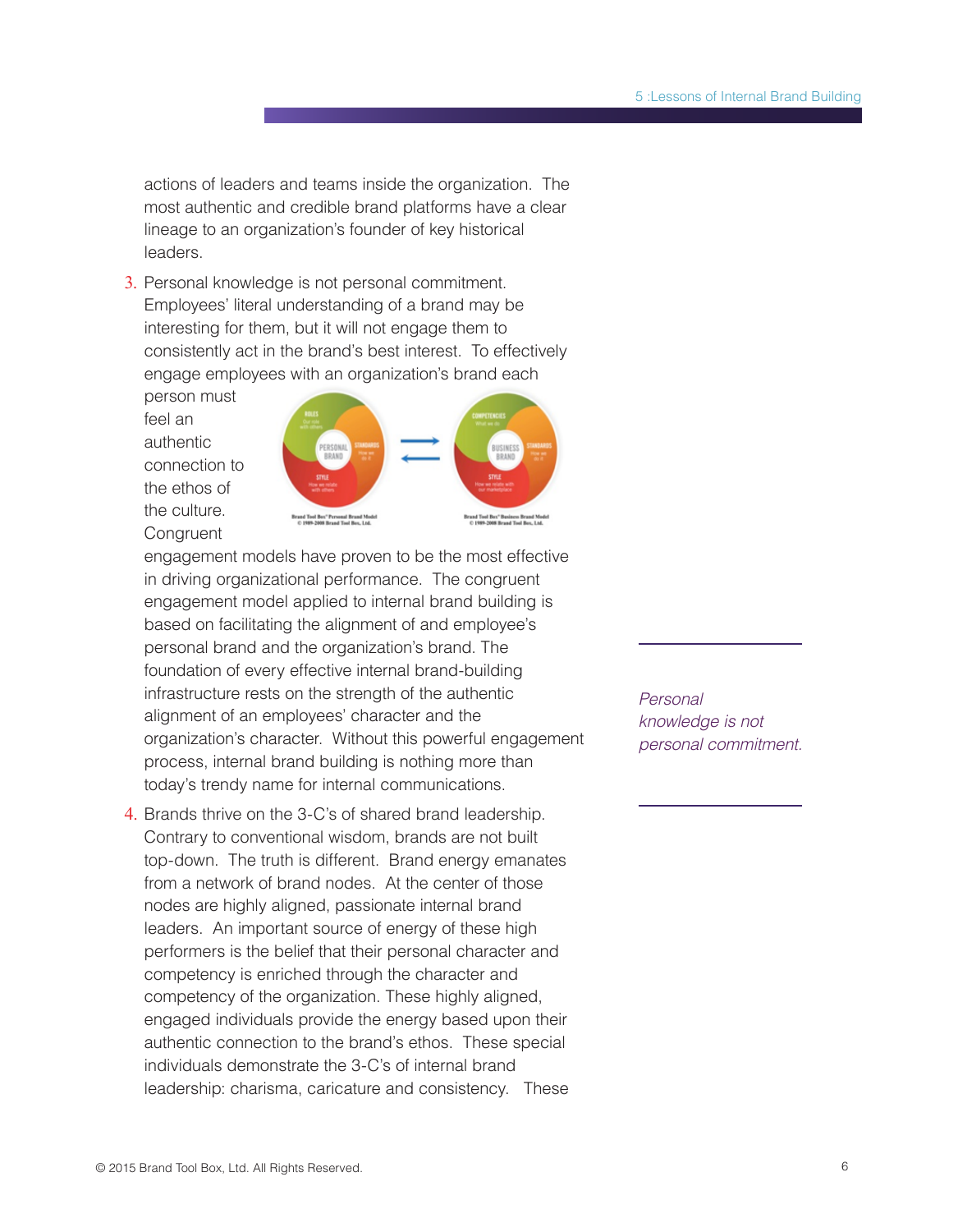actions of leaders and teams inside the organization. The most authentic and credible brand platforms have a clear lineage to an organization's founder of key historical leaders.

3. Personal knowledge is not personal commitment. Employees' literal understanding of a brand may be interesting for them, but it will not engage them to consistently act in the brand's best interest. To effectively engage employees with an organization's brand each person must feel an authentic connection to the ethos of the culture. Congruent engagement models have proven to be the most effective in driving organizational performance. The congruent engagement model applied to internal brand building is based on facilitating the alignment of and employee's personal brand and the organization's brand. The foundation of every effective internal brand-building infrastructure rests on the strength of the authentic alignment of an employees' character and the organization's character. Without this powerful engagement process, internal brand building is nothing more than today's trendy name for internal communications.

*Personal knowledge is not personal commitment.*

4. Brands thrive on the 3-C's of shared brand leadership. Contrary to conventional wisdom, brands are not built top-down. The truth is different. Brand energy emanates from a network of brand nodes. At the center of those nodes are highly aligned, passionate internal brand leaders. An important source of energy of these high performers is the belief that their personal character and competency is enriched through the character and competency of the organization. These highly aligned, engaged individuals provide the energy based upon their authentic connection to the brand's ethos. These special individuals demonstrate the 3-C's of internal brand leadership: charisma, caricature and consistency. These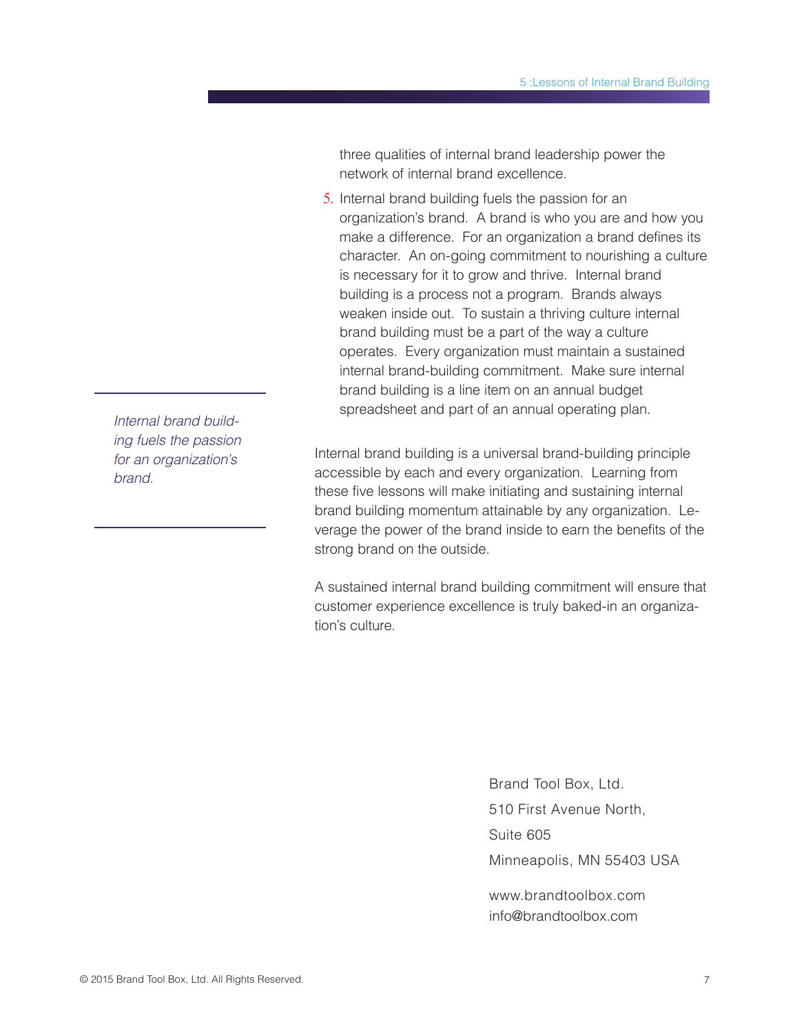three qualities of internal brand leadership power the network of internal brand excellence.

5. Internal brand building fuels the passion for an organization's brand. A brand is who you are and how you make a difference. For an organization a brand defines its character. An on-going commitment to nourishing a culture is necessary for it to grow and thrive. Internal brand building is a process not a program. Brands always weaken inside out. To sustain a thriving culture internal brand building must be a part of the way a culture operates. Every organization must maintain a sustained internal brand-building commitment. Make sure internal brand building is a line item on an annual budget spreadsheet and part of an annual operating plan.

*Internal brand building fuels the passion for an organization's brand.*

Internal brand building is a universal brand-building principle accessible by each and every organization. Learning from these five lessons will make initiating and sustaining internal brand building momentum attainable by any organization. Leverage the power of the brand inside to earn the benefits of the strong brand on the outside.

A sustained internal brand building commitment will ensure that customer experience excellence is truly baked-in an organization's culture.

Brand Tool Box, Ltd.
510 First Avenue North,
Suite 605
Minneapolis, MN 55403 USA

www.brandtoolbox.com
info@brandtoolbox.com

© 2015 Brand Tool Box, Ltd. All Rights Reserved.